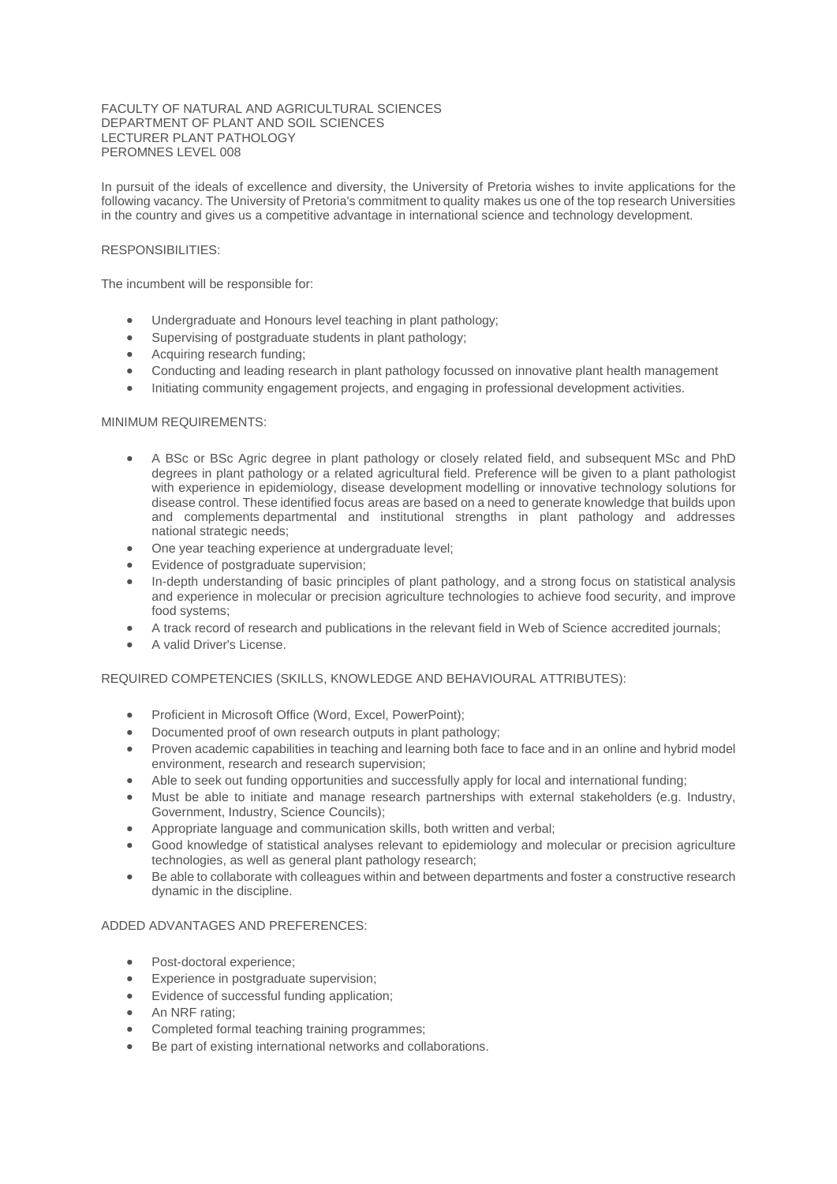FACULTY OF NATURAL AND AGRICULTURAL SCIENCES
DEPARTMENT OF PLANT AND SOIL SCIENCES
LECTURER PLANT PATHOLOGY
PEROMNES LEVEL 008

In pursuit of the ideals of excellence and diversity, the University of Pretoria wishes to invite applications for the following vacancy. The University of Pretoria's commitment to quality makes us one of the top research Universities in the country and gives us a competitive advantage in international science and technology development.

RESPONSIBILITIES:

The incumbent will be responsible for:

- Undergraduate and Honours level teaching in plant pathology;
- Supervising of postgraduate students in plant pathology;
- Acquiring research funding;
- Conducting and leading research in plant pathology focussed on innovative plant health management
- Initiating community engagement projects, and engaging in professional development activities.

MINIMUM REQUIREMENTS:

- A BSc or BSc Agric degree in plant pathology or closely related field, and subsequent MSc and PhD degrees in plant pathology or a related agricultural field. Preference will be given to a plant pathologist with experience in epidemiology, disease development modelling or innovative technology solutions for disease control. These identified focus areas are based on a need to generate knowledge that builds upon and complements departmental and institutional strengths in plant pathology and addresses national strategic needs;
- One year teaching experience at undergraduate level;
- Evidence of postgraduate supervision;
- In-depth understanding of basic principles of plant pathology, and a strong focus on statistical analysis and experience in molecular or precision agriculture technologies to achieve food security, and improve food systems;
- A track record of research and publications in the relevant field in Web of Science accredited journals;
- A valid Driver's License.

REQUIRED COMPETENCIES (SKILLS, KNOWLEDGE AND BEHAVIOURAL ATTRIBUTES):

- Proficient in Microsoft Office (Word, Excel, PowerPoint);
- Documented proof of own research outputs in plant pathology;
- Proven academic capabilities in teaching and learning both face to face and in an online and hybrid model environment, research and research supervision;
- Able to seek out funding opportunities and successfully apply for local and international funding;
- Must be able to initiate and manage research partnerships with external stakeholders (e.g. Industry, Government, Industry, Science Councils);
- Appropriate language and communication skills, both written and verbal;
- Good knowledge of statistical analyses relevant to epidemiology and molecular or precision agriculture technologies, as well as general plant pathology research;
- Be able to collaborate with colleagues within and between departments and foster a constructive research dynamic in the discipline.

ADDED ADVANTAGES AND PREFERENCES:

- Post-doctoral experience;
- Experience in postgraduate supervision;
- Evidence of successful funding application;
- An NRF rating;
- Completed formal teaching training programmes;
- Be part of existing international networks and collaborations.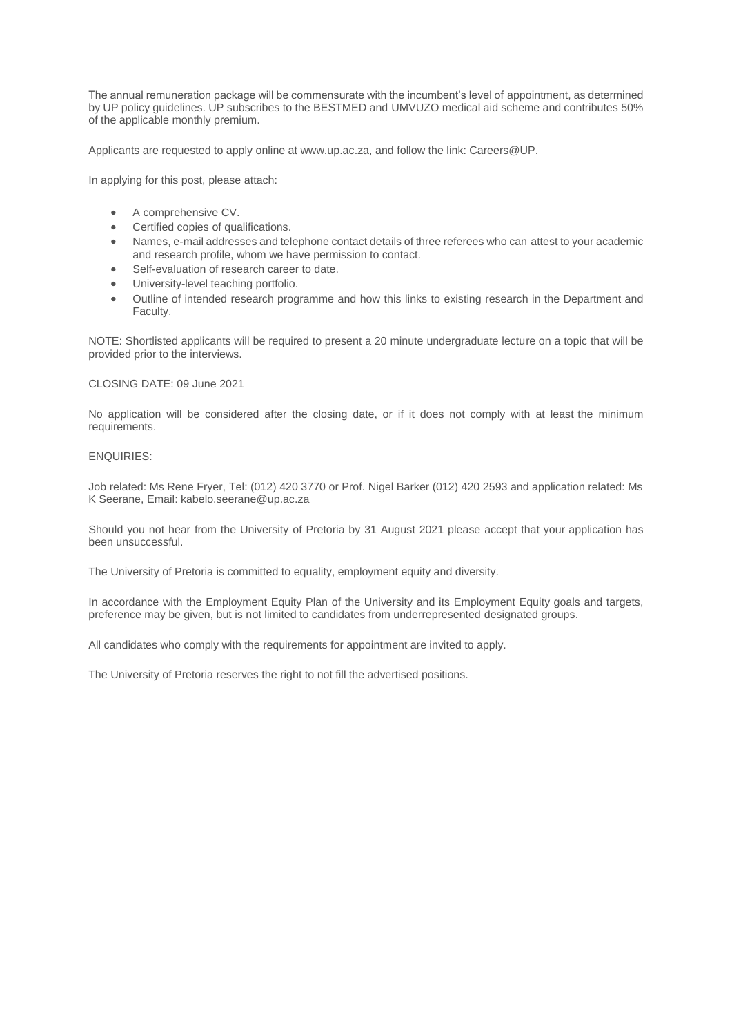The annual remuneration package will be commensurate with the incumbent's level of appointment, as determined by UP policy guidelines. UP subscribes to the BESTMED and UMVUZO medical aid scheme and contributes 50% of the applicable monthly premium.

Applicants are requested to apply online at www.up.ac.za, and follow the link: Careers@UP.

In applying for this post, please attach:

- A comprehensive CV.
- Certified copies of qualifications.
- Names, e-mail addresses and telephone contact details of three referees who can attest to your academic and research profile, whom we have permission to contact.
- Self-evaluation of research career to date.
- University-level teaching portfolio.
- Outline of intended research programme and how this links to existing research in the Department and Faculty.

NOTE: Shortlisted applicants will be required to present a 20 minute undergraduate lecture on a topic that will be provided prior to the interviews.

CLOSING DATE: 09 June 2021

No application will be considered after the closing date, or if it does not comply with at least the minimum requirements.

ENQUIRIES:

Job related: Ms Rene Fryer, Tel: (012) 420 3770 or Prof. Nigel Barker (012) 420 2593 and application related: Ms K Seerane, Email: kabelo.seerane@up.ac.za

Should you not hear from the University of Pretoria by 31 August 2021 please accept that your application has been unsuccessful.

The University of Pretoria is committed to equality, employment equity and diversity.

In accordance with the Employment Equity Plan of the University and its Employment Equity goals and targets, preference may be given, but is not limited to candidates from underrepresented designated groups.

All candidates who comply with the requirements for appointment are invited to apply.

The University of Pretoria reserves the right to not fill the advertised positions.